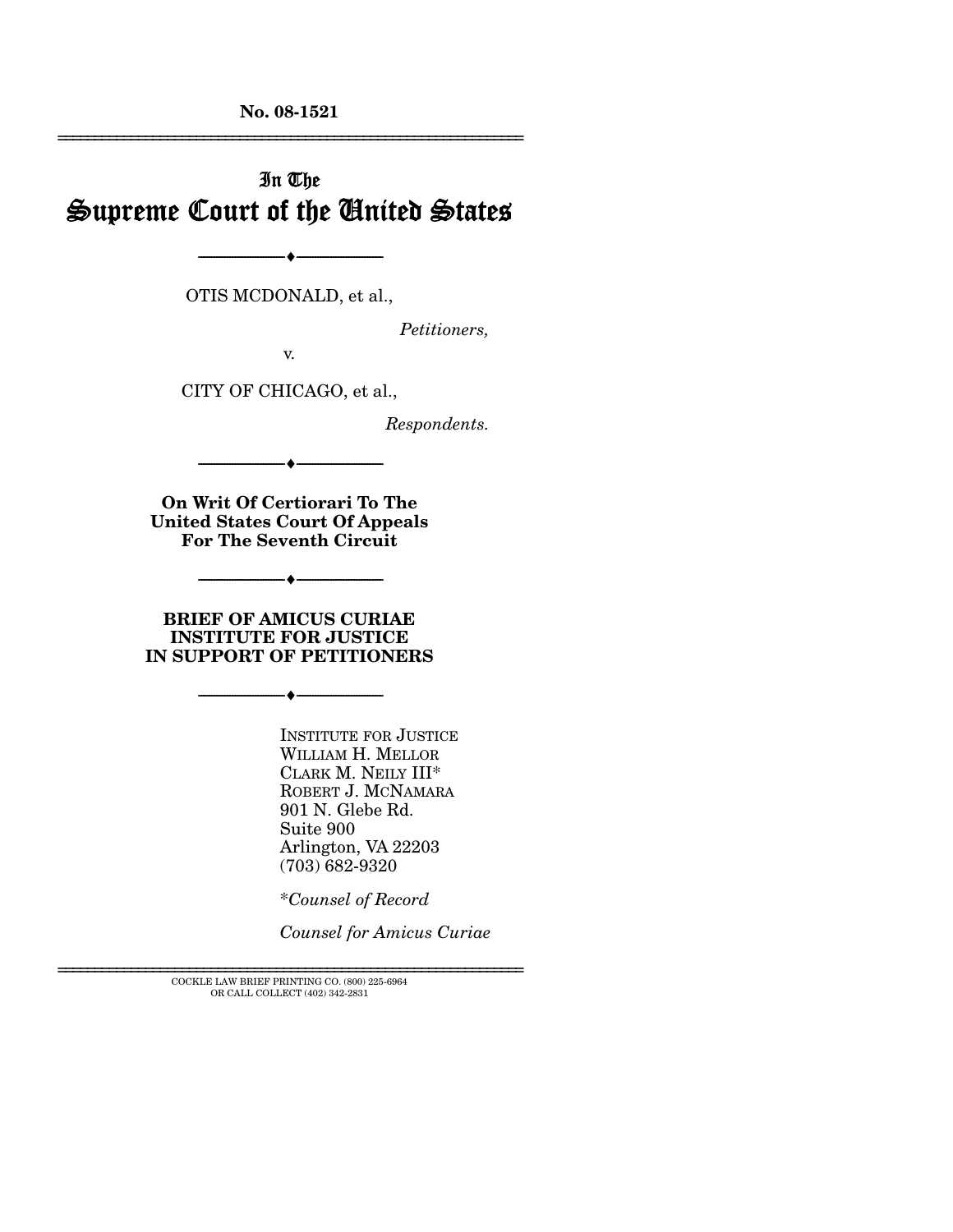**No. 08-1521**

---

# In The Supreme Court of the United States

---

OTIS MCDONALD, et al.,

*Petitioners,*

v.

CITY OF CHICAGO, et al.,

*Respondents.*

---

**On Writ Of Certiorari To The United States Court Of Appeals For The Seventh Circuit**

---

**BRIEF OF AMICUS CURIAE INSTITUTE FOR JUSTICE IN SUPPORT OF PETITIONERS**

---

INSTITUTE FOR JUSTICE
WILLIAM H. MELLOR
CLARK M. NEILY III*
ROBERT J. MCNAMARA
901 N. Glebe Rd.
Suite 900
Arlington, VA 22203
(703) 682-9320

**Counsel of Record*

*Counsel for Amicus Curiae*

---

COCKLE LAW BRIEF PRINTING CO. (800) 225-6964
OR CALL COLLECT (402) 342-2831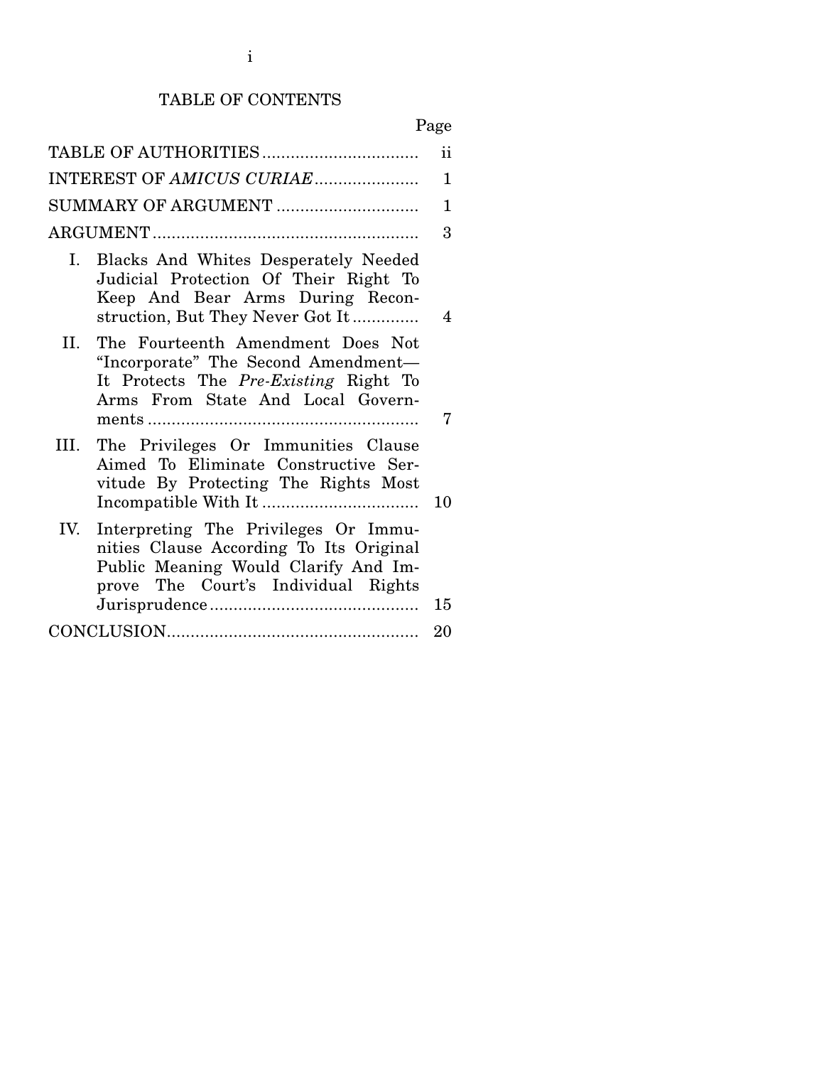# TABLE OF CONTENTS

| | Page |
|---|---|
| TABLE OF AUTHORITIES | ii |
| INTEREST OF *AMICUS CURIAE* | 1 |
| SUMMARY OF ARGUMENT | 1 |
| ARGUMENT | 3 |
| I. Blacks And Whites Desperately Needed Judicial Protection Of Their Right To Keep And Bear Arms During Reconstruction, But They Never Got It | 4 |
| II. The Fourteenth Amendment Does Not "Incorporate" The Second Amendment—It Protects The *Pre-Existing* Right To Arms From State And Local Governments | 7 |
| III. The Privileges Or Immunities Clause Aimed To Eliminate Constructive Servitude By Protecting The Rights Most Incompatible With It | 10 |
| IV. Interpreting The Privileges Or Immunities Clause According To Its Original Public Meaning Would Clarify And Improve The Court's Individual Rights Jurisprudence | 15 |
| CONCLUSION | 20 |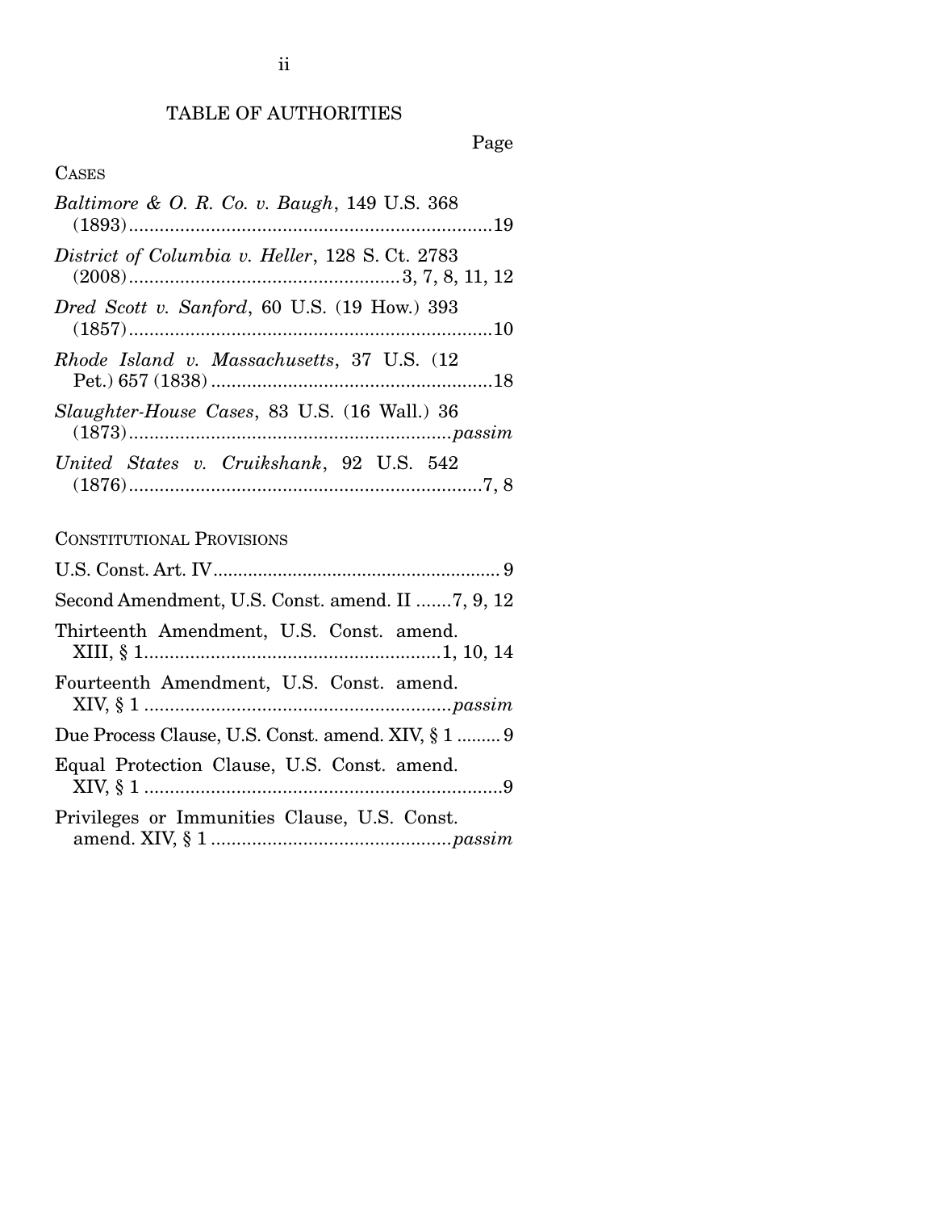# TABLE OF AUTHORITIES

Page

## CASES

*Baltimore & O. R. Co. v. Baugh*, 149 U.S. 368 (1893) .......... 19

*District of Columbia v. Heller*, 128 S. Ct. 2783 (2008) .......... 3, 7, 8, 11, 12

*Dred Scott v. Sanford*, 60 U.S. (19 How.) 393 (1857) .......... 10

*Rhode Island v. Massachusetts*, 37 U.S. (12 Pet.) 657 (1838) .......... 18

*Slaughter-House Cases*, 83 U.S. (16 Wall.) 36 (1873) .......... *passim*

*United States v. Cruikshank*, 92 U.S. 542 (1876) .......... 7, 8

## CONSTITUTIONAL PROVISIONS

U.S. Const. Art. IV .......... 9

Second Amendment, U.S. Const. amend. II .......... 7, 9, 12

Thirteenth Amendment, U.S. Const. amend. XIII, § 1 .......... 1, 10, 14

Fourteenth Amendment, U.S. Const. amend. XIV, § 1 .......... *passim*

Due Process Clause, U.S. Const. amend. XIV, § 1 .......... 9

Equal Protection Clause, U.S. Const. amend. XIV, § 1 .......... 9

Privileges or Immunities Clause, U.S. Const. amend. XIV, § 1 .......... *passim*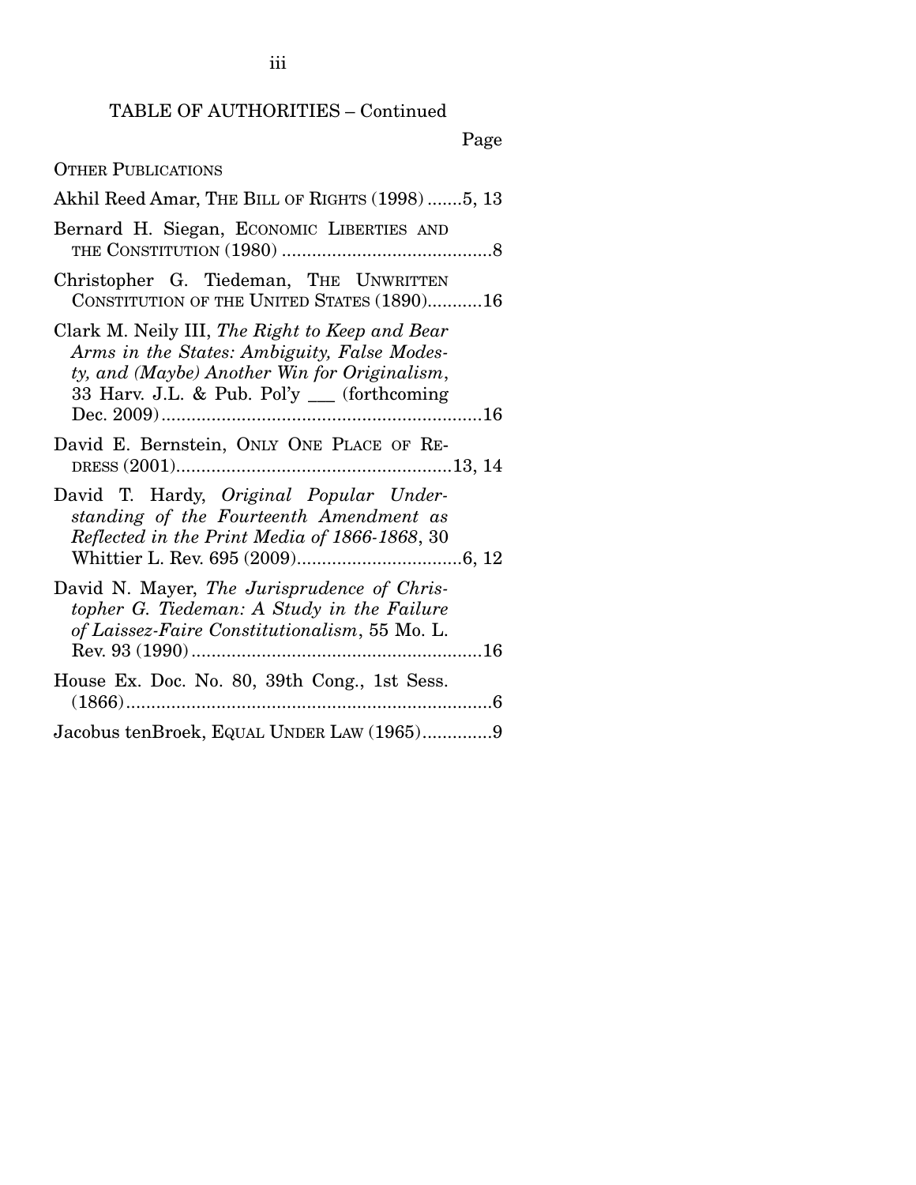TABLE OF AUTHORITIES – Continued

Page

OTHER PUBLICATIONS

Akhil Reed Amar, THE BILL OF RIGHTS (1998) .......5, 13

Bernard H. Siegan, ECONOMIC LIBERTIES AND THE CONSTITUTION (1980) ..........................................8

Christopher G. Tiedeman, THE UNWRITTEN CONSTITUTION OF THE UNITED STATES (1890)...........16

Clark M. Neily III, *The Right to Keep and Bear Arms in the States: Ambiguity, False Modesty, and (Maybe) Another Win for Originalism*, 33 Harv. J.L. & Pub. Pol'y ___ (forthcoming Dec. 2009)................................................................16

David E. Bernstein, ONLY ONE PLACE OF REDRESS (2001)......................................................13, 14

David T. Hardy, *Original Popular Understanding of the Fourteenth Amendment as Reflected in the Print Media of 1866-1868*, 30 Whittier L. Rev. 695 (2009).................................6, 12

David N. Mayer, *The Jurisprudence of Christopher G. Tiedeman: A Study in the Failure of Laissez-Faire Constitutionalism*, 55 Mo. L. Rev. 93 (1990)..........................................................16

House Ex. Doc. No. 80, 39th Cong., 1st Sess. (1866).........................................................................6

Jacobus tenBroek, EQUAL UNDER LAW (1965).............9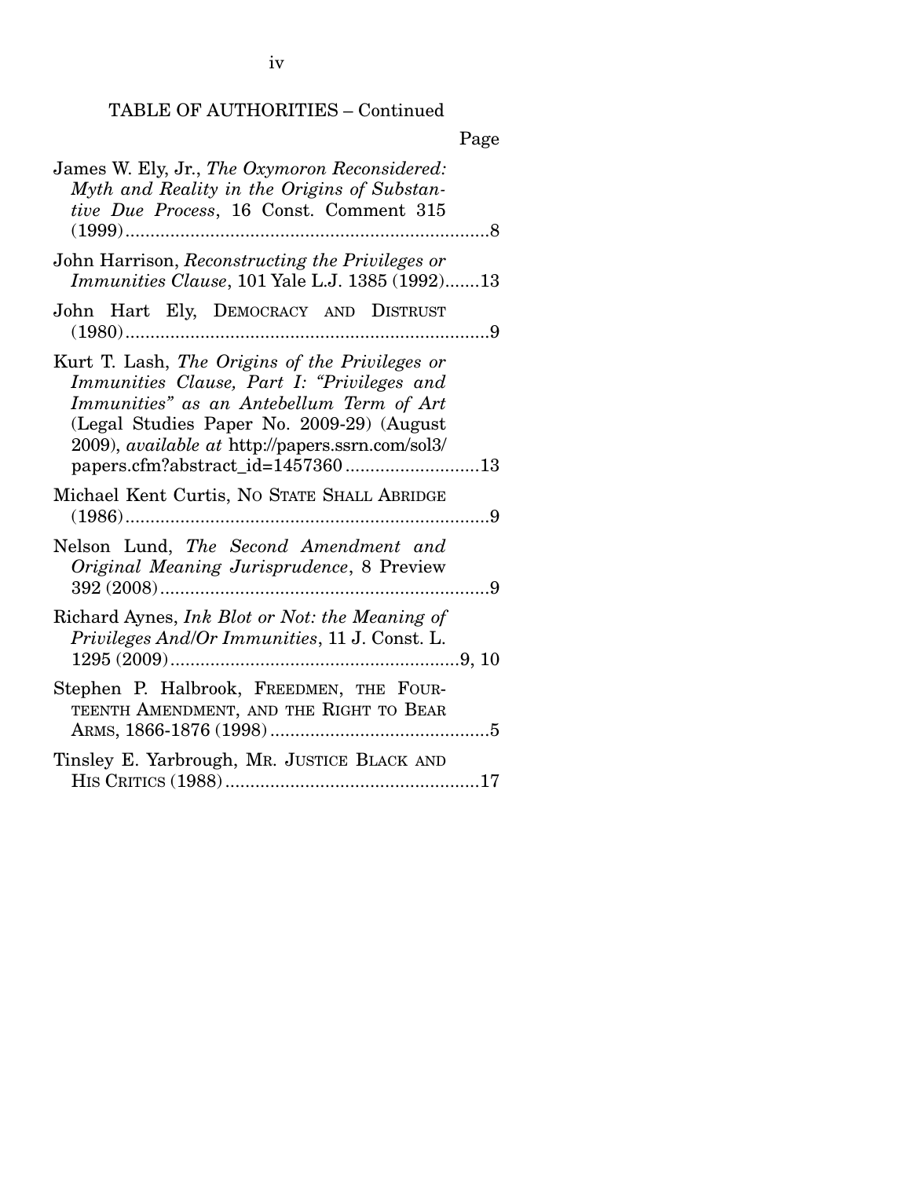TABLE OF AUTHORITIES – Continued

Page

James W. Ely, Jr., *The Oxymoron Reconsidered: Myth and Reality in the Origins of Substantive Due Process*, 16 Const. Comment 315 (1999) .......................................................................8

John Harrison, *Reconstructing the Privileges or Immunities Clause*, 101 Yale L.J. 1385 (1992).......13

John Hart Ely, DEMOCRACY AND DISTRUST (1980) .......................................................................9

Kurt T. Lash, *The Origins of the Privileges or Immunities Clause, Part I: "Privileges and Immunities" as an Antebellum Term of Art* (Legal Studies Paper No. 2009-29) (August 2009), *available at* http://papers.ssrn.com/sol3/papers.cfm?abstract_id=1457360 ..........................13

Michael Kent Curtis, NO STATE SHALL ABRIDGE (1986) .......................................................................9

Nelson Lund, *The Second Amendment and Original Meaning Jurisprudence*, 8 Preview 392 (2008) .................................................................9

Richard Aynes, *Ink Blot or Not: the Meaning of Privileges And/Or Immunities*, 11 J. Const. L. 1295 (2009) .........................................................9, 10

Stephen P. Halbrook, FREEDMEN, THE FOURTEENTH AMENDMENT, AND THE RIGHT TO BEAR ARMS, 1866-1876 (1998) ............................................5

Tinsley E. Yarbrough, MR. JUSTICE BLACK AND HIS CRITICS (1988) ..................................................17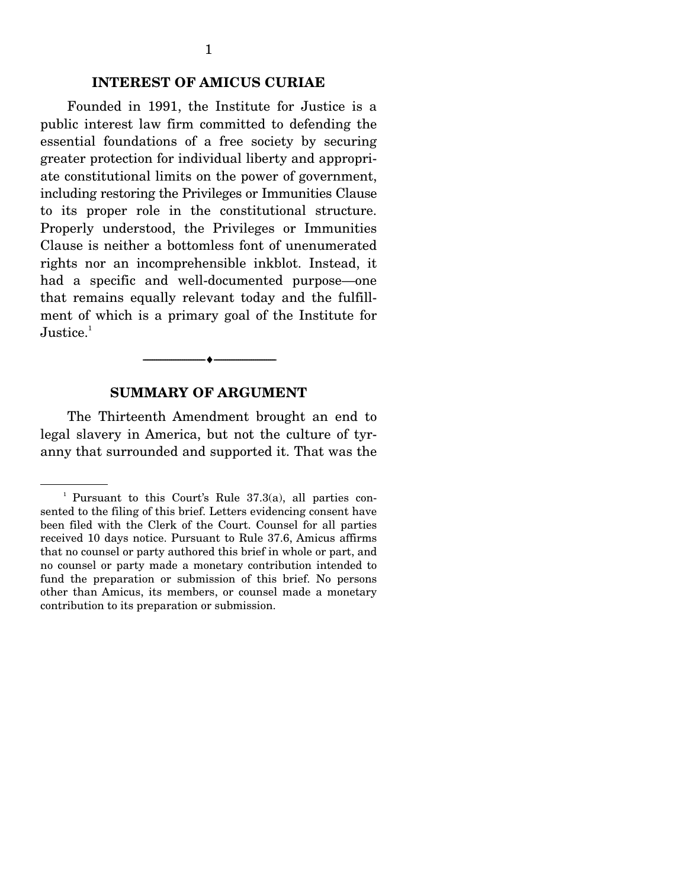## INTEREST OF AMICUS CURIAE

Founded in 1991, the Institute for Justice is a public interest law firm committed to defending the essential foundations of a free society by securing greater protection for individual liberty and appropriate constitutional limits on the power of government, including restoring the Privileges or Immunities Clause to its proper role in the constitutional structure. Properly understood, the Privileges or Immunities Clause is neither a bottomless font of unenumerated rights nor an incomprehensible inkblot. Instead, it had a specific and well-documented purpose—one that remains equally relevant today and the fulfillment of which is a primary goal of the Institute for Justice.[1]

---

## SUMMARY OF ARGUMENT

The Thirteenth Amendment brought an end to legal slavery in America, but not the culture of tyranny that surrounded and supported it. That was the

---

[1] Pursuant to this Court's Rule 37.3(a), all parties consented to the filing of this brief. Letters evidencing consent have been filed with the Clerk of the Court. Counsel for all parties received 10 days notice. Pursuant to Rule 37.6, Amicus affirms that no counsel or party authored this brief in whole or part, and no counsel or party made a monetary contribution intended to fund the preparation or submission of this brief. No persons other than Amicus, its members, or counsel made a monetary contribution to its preparation or submission.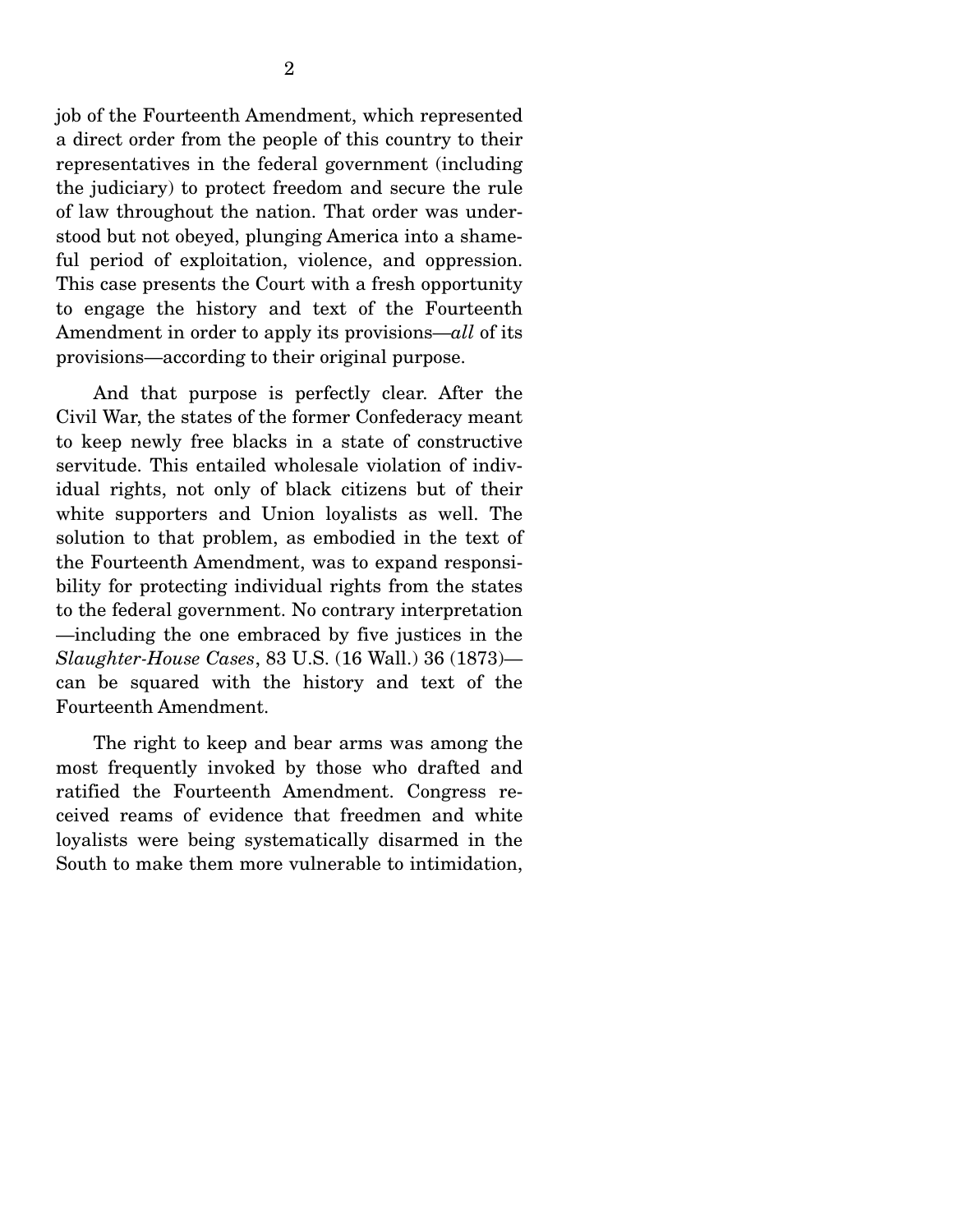job of the Fourteenth Amendment, which represented a direct order from the people of this country to their representatives in the federal government (including the judiciary) to protect freedom and secure the rule of law throughout the nation. That order was understood but not obeyed, plunging America into a shameful period of exploitation, violence, and oppression. This case presents the Court with a fresh opportunity to engage the history and text of the Fourteenth Amendment in order to apply its provisions—*all* of its provisions—according to their original purpose.

And that purpose is perfectly clear. After the Civil War, the states of the former Confederacy meant to keep newly free blacks in a state of constructive servitude. This entailed wholesale violation of individual rights, not only of black citizens but of their white supporters and Union loyalists as well. The solution to that problem, as embodied in the text of the Fourteenth Amendment, was to expand responsibility for protecting individual rights from the states to the federal government. No contrary interpretation —including the one embraced by five justices in the *Slaughter-House Cases*, 83 U.S. (16 Wall.) 36 (1873)— can be squared with the history and text of the Fourteenth Amendment.

The right to keep and bear arms was among the most frequently invoked by those who drafted and ratified the Fourteenth Amendment. Congress received reams of evidence that freedmen and white loyalists were being systematically disarmed in the South to make them more vulnerable to intimidation,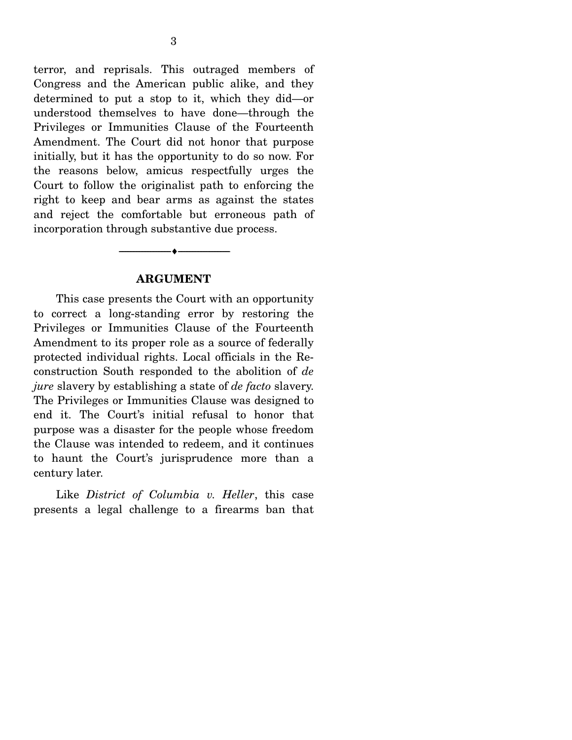terror, and reprisals. This outraged members of Congress and the American public alike, and they determined to put a stop to it, which they did—or understood themselves to have done—through the Privileges or Immunities Clause of the Fourteenth Amendment. The Court did not honor that purpose initially, but it has the opportunity to do so now. For the reasons below, amicus respectfully urges the Court to follow the originalist path to enforcing the right to keep and bear arms as against the states and reject the comfortable but erroneous path of incorporation through substantive due process.

---

## ARGUMENT

This case presents the Court with an opportunity to correct a long-standing error by restoring the Privileges or Immunities Clause of the Fourteenth Amendment to its proper role as a source of federally protected individual rights. Local officials in the Reconstruction South responded to the abolition of *de jure* slavery by establishing a state of *de facto* slavery. The Privileges or Immunities Clause was designed to end it. The Court's initial refusal to honor that purpose was a disaster for the people whose freedom the Clause was intended to redeem, and it continues to haunt the Court's jurisprudence more than a century later.

Like *District of Columbia v. Heller*, this case presents a legal challenge to a firearms ban that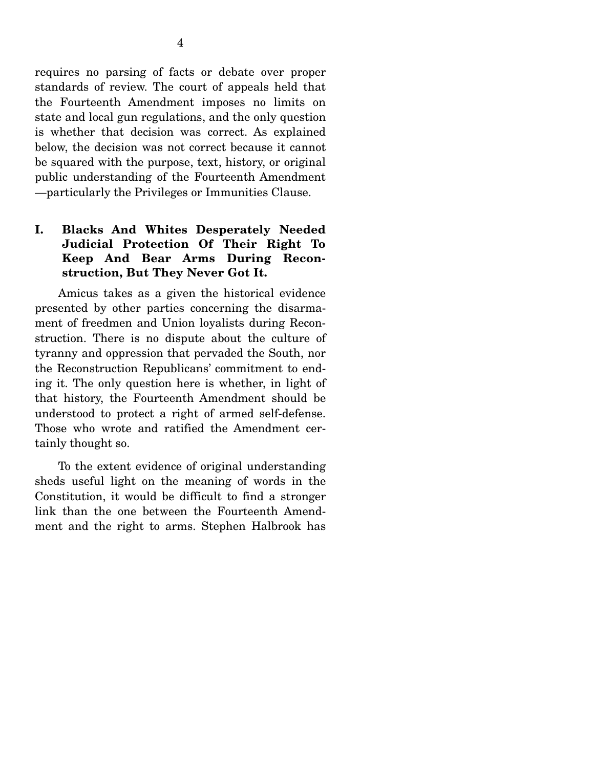requires no parsing of facts or debate over proper standards of review. The court of appeals held that the Fourteenth Amendment imposes no limits on state and local gun regulations, and the only question is whether that decision was correct. As explained below, the decision was not correct because it cannot be squared with the purpose, text, history, or original public understanding of the Fourteenth Amendment —particularly the Privileges or Immunities Clause.

## I. Blacks And Whites Desperately Needed Judicial Protection Of Their Right To Keep And Bear Arms During Reconstruction, But They Never Got It.

Amicus takes as a given the historical evidence presented by other parties concerning the disarmament of freedmen and Union loyalists during Reconstruction. There is no dispute about the culture of tyranny and oppression that pervaded the South, nor the Reconstruction Republicans' commitment to ending it. The only question here is whether, in light of that history, the Fourteenth Amendment should be understood to protect a right of armed self-defense. Those who wrote and ratified the Amendment certainly thought so.

To the extent evidence of original understanding sheds useful light on the meaning of words in the Constitution, it would be difficult to find a stronger link than the one between the Fourteenth Amendment and the right to arms. Stephen Halbrook has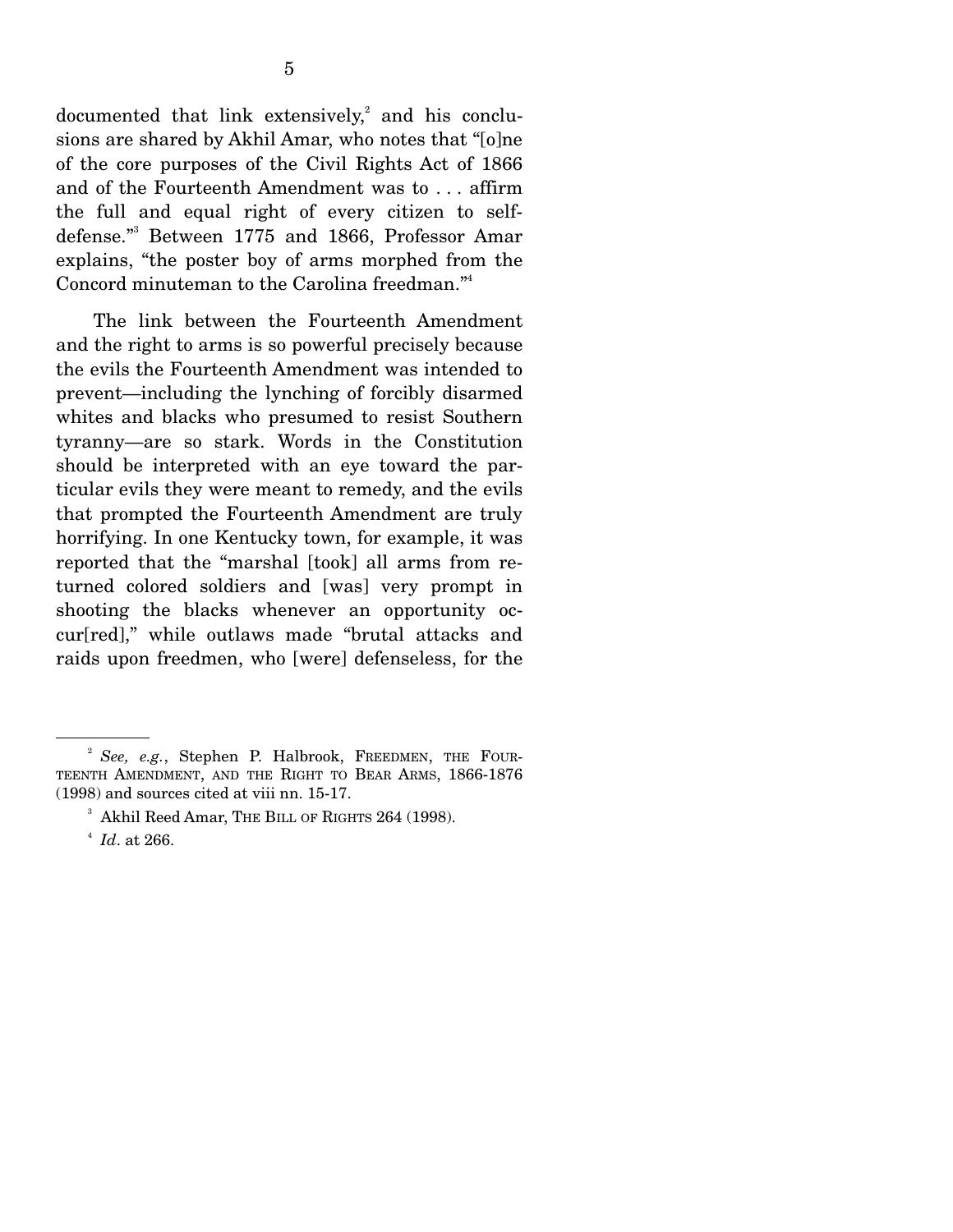documented that link extensively,[2] and his conclusions are shared by Akhil Amar, who notes that "[o]ne of the core purposes of the Civil Rights Act of 1866 and of the Fourteenth Amendment was to . . . affirm the full and equal right of every citizen to self-defense."[3] Between 1775 and 1866, Professor Amar explains, "the poster boy of arms morphed from the Concord minuteman to the Carolina freedman."[4]

The link between the Fourteenth Amendment and the right to arms is so powerful precisely because the evils the Fourteenth Amendment was intended to prevent—including the lynching of forcibly disarmed whites and blacks who presumed to resist Southern tyranny—are so stark. Words in the Constitution should be interpreted with an eye toward the particular evils they were meant to remedy, and the evils that prompted the Fourteenth Amendment are truly horrifying. In one Kentucky town, for example, it was reported that the "marshal [took] all arms from returned colored soldiers and [was] very prompt in shooting the blacks whenever an opportunity occur[red]," while outlaws made "brutal attacks and raids upon freedmen, who [were] defenseless, for the

---

[2] *See, e.g.*, Stephen P. Halbrook, FREEDMEN, THE FOURTEENTH AMENDMENT, AND THE RIGHT TO BEAR ARMS, 1866-1876 (1998) and sources cited at viii nn. 15-17.

[3] Akhil Reed Amar, THE BILL OF RIGHTS 264 (1998).

[4] *Id*. at 266.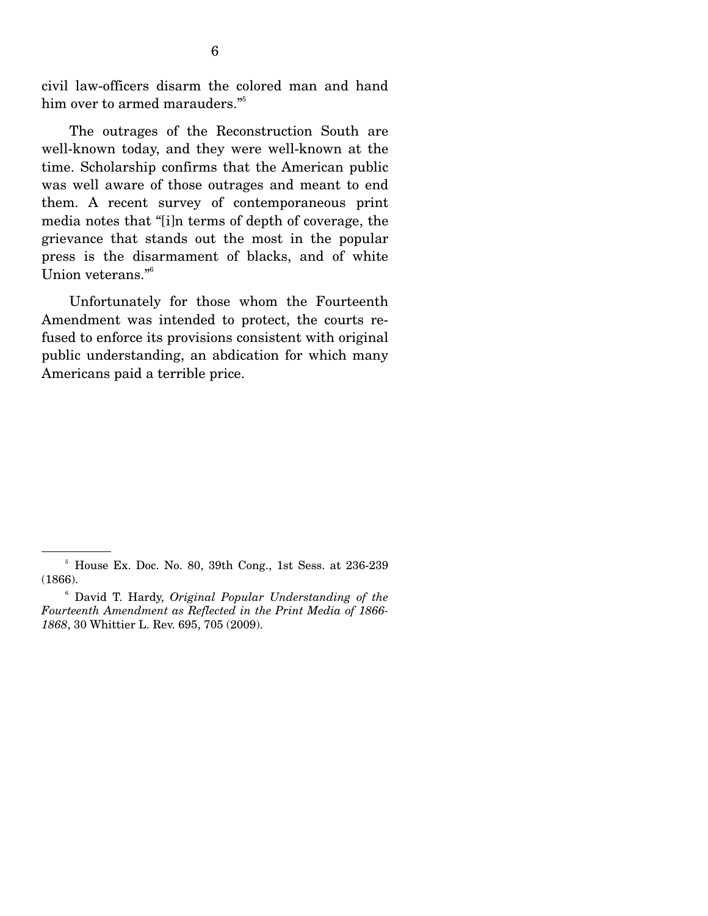civil law-officers disarm the colored man and hand him over to armed marauders."[5]

The outrages of the Reconstruction South are well-known today, and they were well-known at the time. Scholarship confirms that the American public was well aware of those outrages and meant to end them. A recent survey of contemporaneous print media notes that "[i]n terms of depth of coverage, the grievance that stands out the most in the popular press is the disarmament of blacks, and of white Union veterans."[6]

Unfortunately for those whom the Fourteenth Amendment was intended to protect, the courts refused to enforce its provisions consistent with original public understanding, an abdication for which many Americans paid a terrible price.

---

[5] House Ex. Doc. No. 80, 39th Cong., 1st Sess. at 236-239 (1866).

[6] David T. Hardy, *Original Popular Understanding of the Fourteenth Amendment as Reflected in the Print Media of 1866-1868*, 30 Whittier L. Rev. 695, 705 (2009).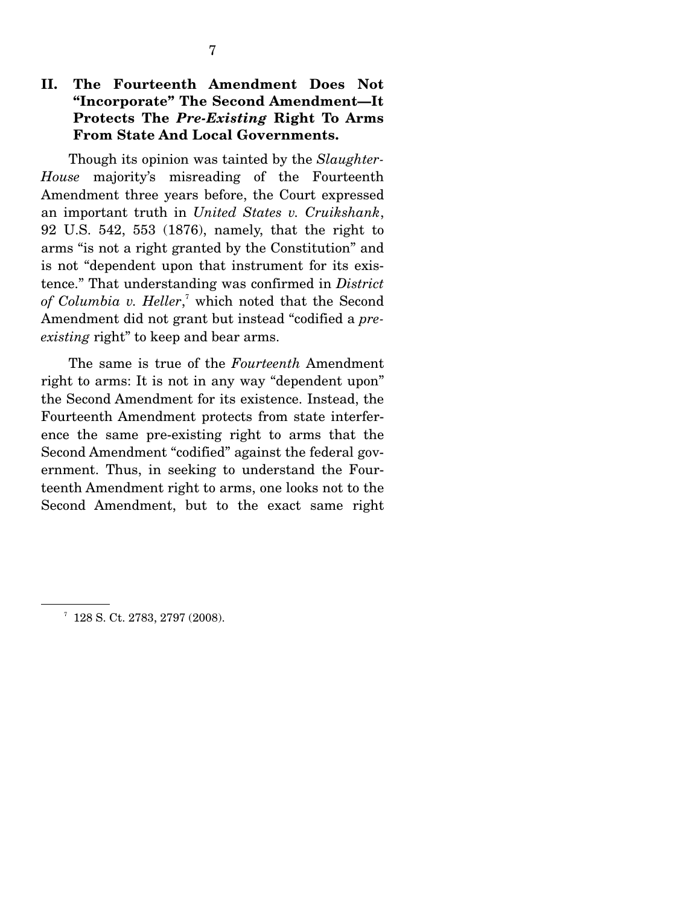## II. The Fourteenth Amendment Does Not "Incorporate" The Second Amendment—It Protects The *Pre-Existing* Right To Arms From State And Local Governments.

Though its opinion was tainted by the *Slaughter-House* majority's misreading of the Fourteenth Amendment three years before, the Court expressed an important truth in *United States v. Cruikshank*, 92 U.S. 542, 553 (1876), namely, that the right to arms "is not a right granted by the Constitution" and is not "dependent upon that instrument for its existence." That understanding was confirmed in *District of Columbia v. Heller*,[7] which noted that the Second Amendment did not grant but instead "codified a *pre-existing* right" to keep and bear arms.

The same is true of the *Fourteenth* Amendment right to arms: It is not in any way "dependent upon" the Second Amendment for its existence. Instead, the Fourteenth Amendment protects from state interference the same pre-existing right to arms that the Second Amendment "codified" against the federal government. Thus, in seeking to understand the Fourteenth Amendment right to arms, one looks not to the Second Amendment, but to the exact same right

---

[7] 128 S. Ct. 2783, 2797 (2008).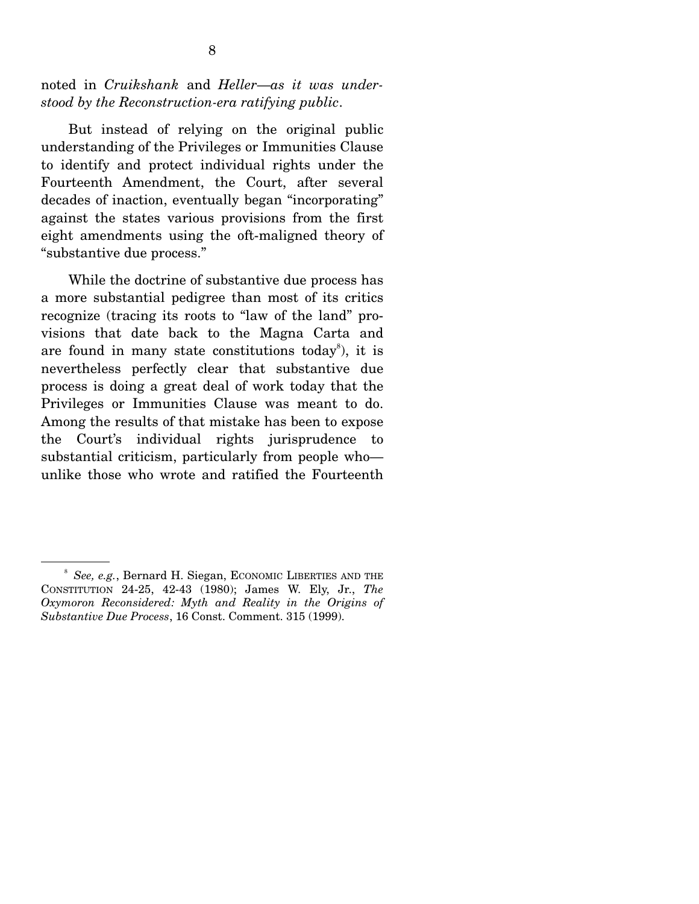noted in *Cruikshank* and *Heller—as it was understood by the Reconstruction-era ratifying public*.

But instead of relying on the original public understanding of the Privileges or Immunities Clause to identify and protect individual rights under the Fourteenth Amendment, the Court, after several decades of inaction, eventually began "incorporating" against the states various provisions from the first eight amendments using the oft-maligned theory of "substantive due process."

While the doctrine of substantive due process has a more substantial pedigree than most of its critics recognize (tracing its roots to "law of the land" provisions that date back to the Magna Carta and are found in many state constitutions today[8]), it is nevertheless perfectly clear that substantive due process is doing a great deal of work today that the Privileges or Immunities Clause was meant to do. Among the results of that mistake has been to expose the Court's individual rights jurisprudence to substantial criticism, particularly from people who—unlike those who wrote and ratified the Fourteenth

---

[8] *See, e.g.*, Bernard H. Siegan, ECONOMIC LIBERTIES AND THE CONSTITUTION 24-25, 42-43 (1980); James W. Ely, Jr., *The Oxymoron Reconsidered: Myth and Reality in the Origins of Substantive Due Process*, 16 Const. Comment. 315 (1999).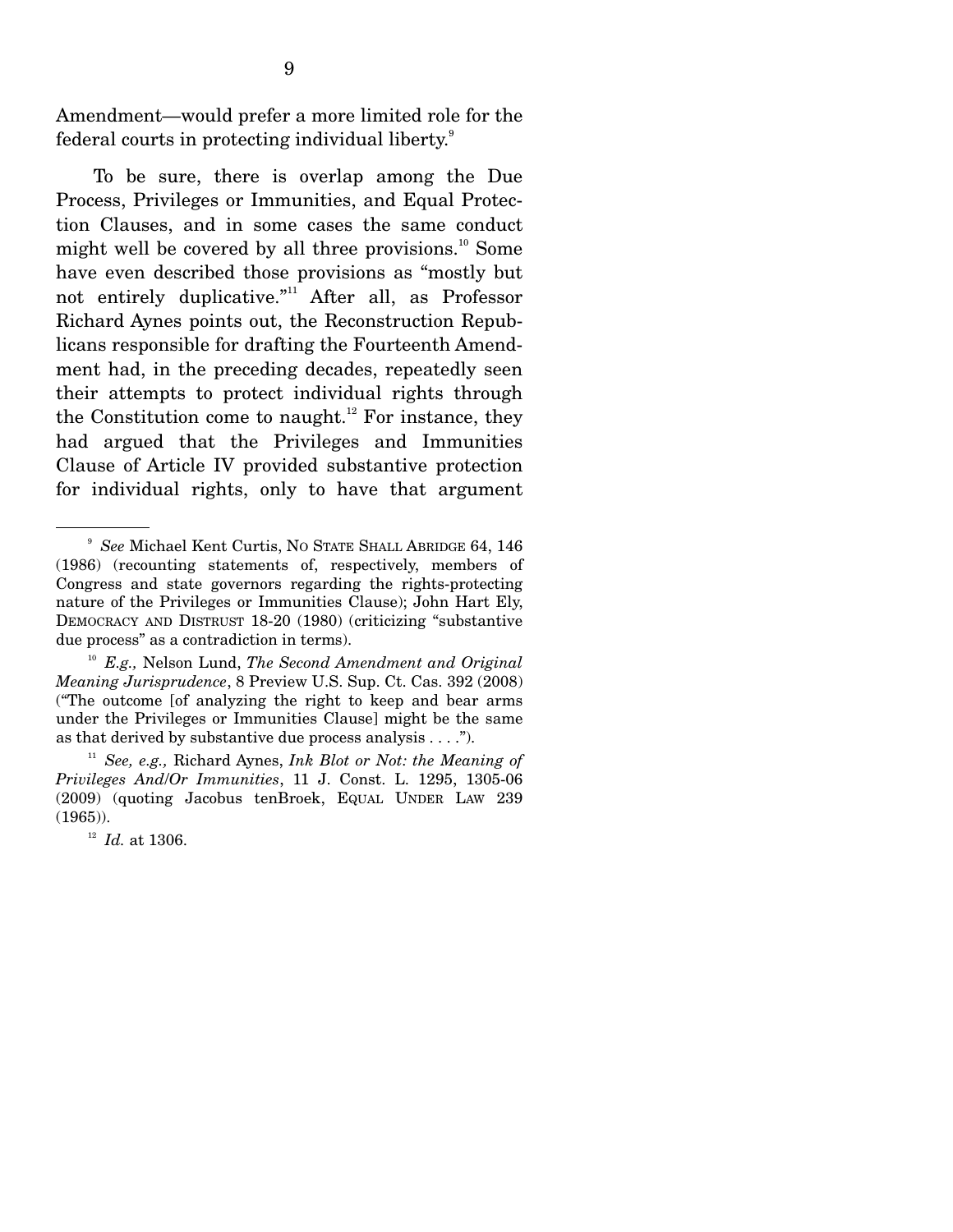Amendment—would prefer a more limited role for the federal courts in protecting individual liberty.[9]

To be sure, there is overlap among the Due Process, Privileges or Immunities, and Equal Protection Clauses, and in some cases the same conduct might well be covered by all three provisions.[10] Some have even described those provisions as "mostly but not entirely duplicative."[11] After all, as Professor Richard Aynes points out, the Reconstruction Republicans responsible for drafting the Fourteenth Amendment had, in the preceding decades, repeatedly seen their attempts to protect individual rights through the Constitution come to naught.[12] For instance, they had argued that the Privileges and Immunities Clause of Article IV provided substantive protection for individual rights, only to have that argument

---

[9] *See* Michael Kent Curtis, NO STATE SHALL ABRIDGE 64, 146 (1986) (recounting statements of, respectively, members of Congress and state governors regarding the rights-protecting nature of the Privileges or Immunities Clause); John Hart Ely, DEMOCRACY AND DISTRUST 18-20 (1980) (criticizing "substantive due process" as a contradiction in terms).

[10] *E.g.,* Nelson Lund, *The Second Amendment and Original Meaning Jurisprudence*, 8 Preview U.S. Sup. Ct. Cas. 392 (2008) ("The outcome [of analyzing the right to keep and bear arms under the Privileges or Immunities Clause] might be the same as that derived by substantive due process analysis . . . .").

[11] *See, e.g.,* Richard Aynes, *Ink Blot or Not: the Meaning of Privileges And/Or Immunities*, 11 J. Const. L. 1295, 1305-06 (2009) (quoting Jacobus tenBroek, EQUAL UNDER LAW 239 (1965)).

[12] *Id.* at 1306.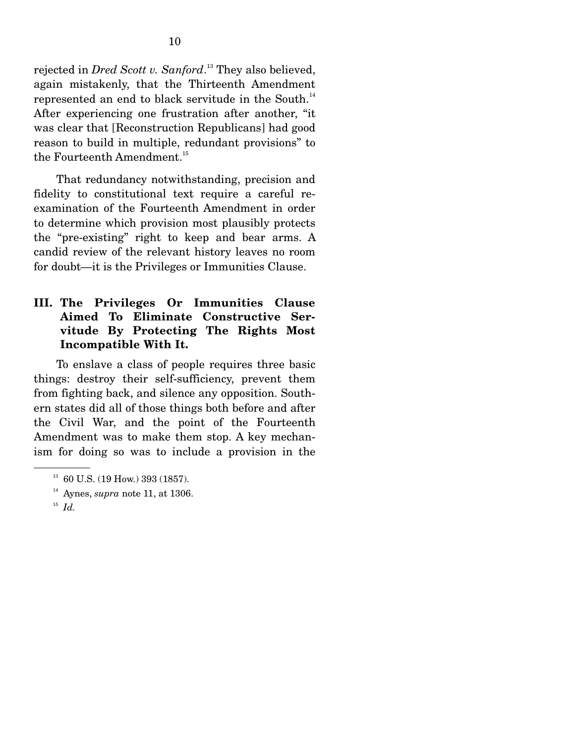rejected in *Dred Scott v. Sanford*.[13] They also believed, again mistakenly, that the Thirteenth Amendment represented an end to black servitude in the South.[14] After experiencing one frustration after another, "it was clear that [Reconstruction Republicans] had good reason to build in multiple, redundant provisions" to the Fourteenth Amendment.[15]

That redundancy notwithstanding, precision and fidelity to constitutional text require a careful re-examination of the Fourteenth Amendment in order to determine which provision most plausibly protects the "pre-existing" right to keep and bear arms. A candid review of the relevant history leaves no room for doubt—it is the Privileges or Immunities Clause.

## III. The Privileges Or Immunities Clause Aimed To Eliminate Constructive Servitude By Protecting The Rights Most Incompatible With It.

To enslave a class of people requires three basic things: destroy their self-sufficiency, prevent them from fighting back, and silence any opposition. Southern states did all of those things both before and after the Civil War, and the point of the Fourteenth Amendment was to make them stop. A key mechanism for doing so was to include a provision in the

---

[13] 60 U.S. (19 How.) 393 (1857).

[14] Aynes, *supra* note 11, at 1306.

[15] *Id.*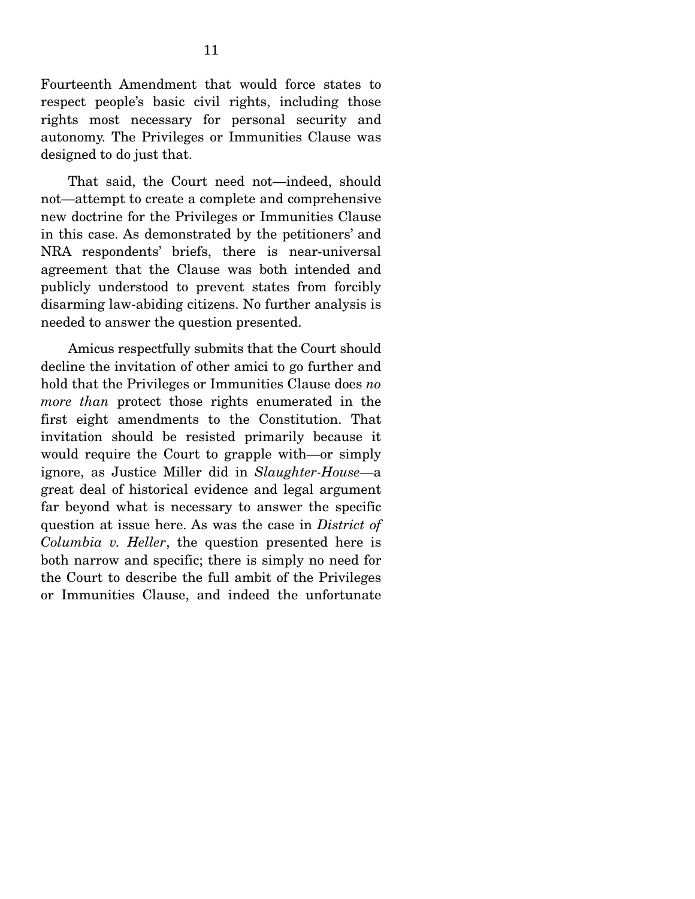Fourteenth Amendment that would force states to respect people's basic civil rights, including those rights most necessary for personal security and autonomy. The Privileges or Immunities Clause was designed to do just that.

That said, the Court need not—indeed, should not—attempt to create a complete and comprehensive new doctrine for the Privileges or Immunities Clause in this case. As demonstrated by the petitioners' and NRA respondents' briefs, there is near-universal agreement that the Clause was both intended and publicly understood to prevent states from forcibly disarming law-abiding citizens. No further analysis is needed to answer the question presented.

Amicus respectfully submits that the Court should decline the invitation of other amici to go further and hold that the Privileges or Immunities Clause does *no more than* protect those rights enumerated in the first eight amendments to the Constitution. That invitation should be resisted primarily because it would require the Court to grapple with—or simply ignore, as Justice Miller did in *Slaughter-House*—a great deal of historical evidence and legal argument far beyond what is necessary to answer the specific question at issue here. As was the case in *District of Columbia v. Heller*, the question presented here is both narrow and specific; there is simply no need for the Court to describe the full ambit of the Privileges or Immunities Clause, and indeed the unfortunate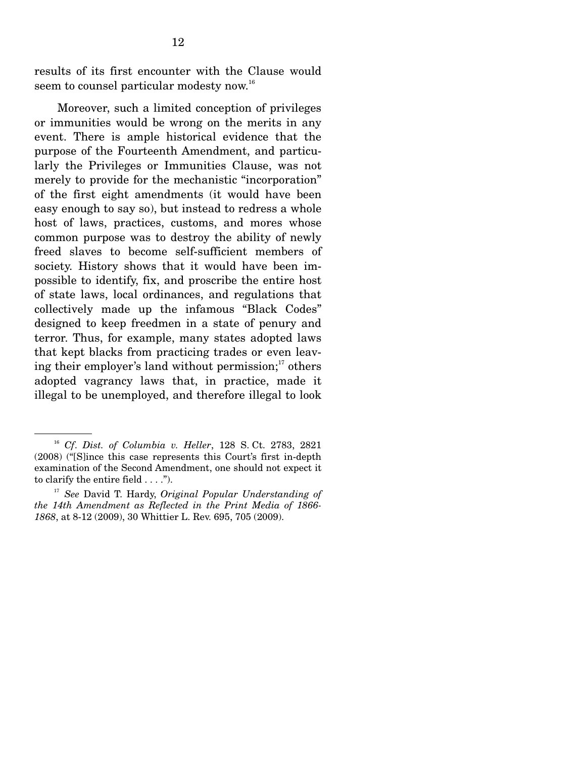results of its first encounter with the Clause would seem to counsel particular modesty now.[16]

Moreover, such a limited conception of privileges or immunities would be wrong on the merits in any event. There is ample historical evidence that the purpose of the Fourteenth Amendment, and particularly the Privileges or Immunities Clause, was not merely to provide for the mechanistic "incorporation" of the first eight amendments (it would have been easy enough to say so), but instead to redress a whole host of laws, practices, customs, and mores whose common purpose was to destroy the ability of newly freed slaves to become self-sufficient members of society. History shows that it would have been impossible to identify, fix, and proscribe the entire host of state laws, local ordinances, and regulations that collectively made up the infamous "Black Codes" designed to keep freedmen in a state of penury and terror. Thus, for example, many states adopted laws that kept blacks from practicing trades or even leaving their employer's land without permission;[17] others adopted vagrancy laws that, in practice, made it illegal to be unemployed, and therefore illegal to look

---

[16] *Cf. Dist. of Columbia v. Heller*, 128 S. Ct. 2783, 2821 (2008) ("[S]ince this case represents this Court's first in-depth examination of the Second Amendment, one should not expect it to clarify the entire field . . . .").

[17] *See* David T. Hardy, *Original Popular Understanding of the 14th Amendment as Reflected in the Print Media of 1866-1868*, at 8-12 (2009), 30 Whittier L. Rev. 695, 705 (2009).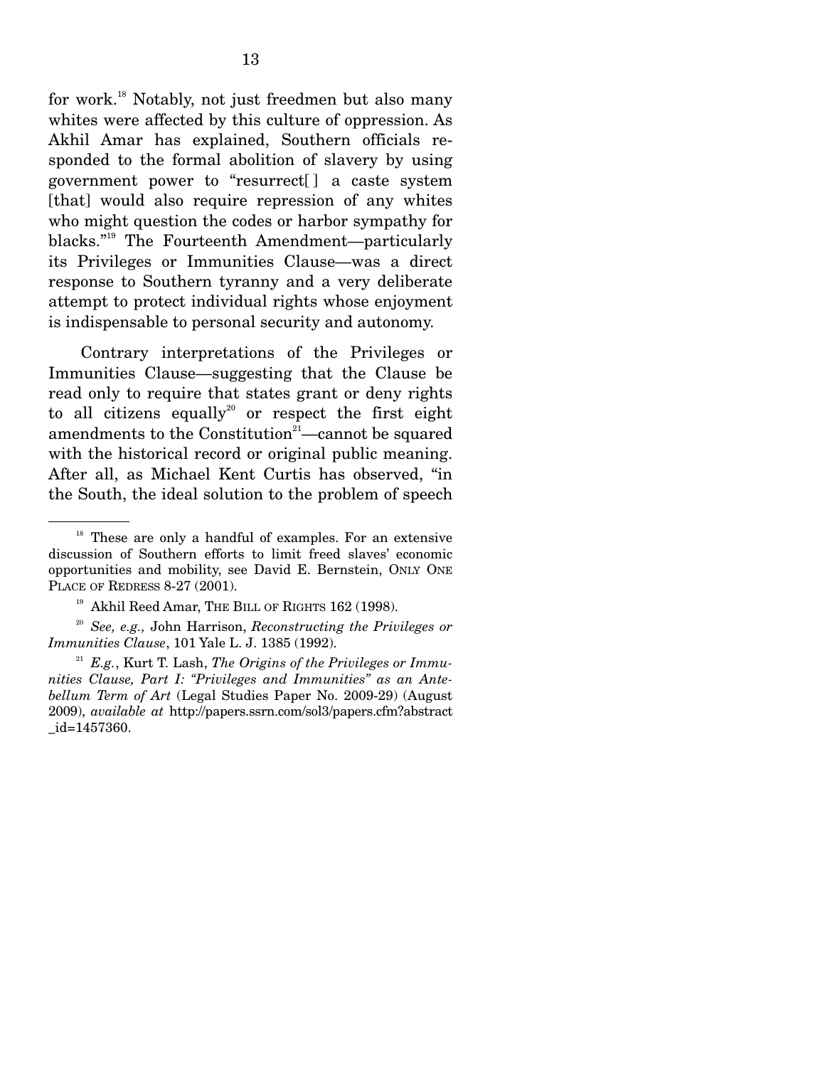for work.[18] Notably, not just freedmen but also many whites were affected by this culture of oppression. As Akhil Amar has explained, Southern officials responded to the formal abolition of slavery by using government power to "resurrect[ ] a caste system [that] would also require repression of any whites who might question the codes or harbor sympathy for blacks."[19] The Fourteenth Amendment—particularly its Privileges or Immunities Clause—was a direct response to Southern tyranny and a very deliberate attempt to protect individual rights whose enjoyment is indispensable to personal security and autonomy.

Contrary interpretations of the Privileges or Immunities Clause—suggesting that the Clause be read only to require that states grant or deny rights to all citizens equally[20] or respect the first eight amendments to the Constitution[21]—cannot be squared with the historical record or original public meaning. After all, as Michael Kent Curtis has observed, "in the South, the ideal solution to the problem of speech

---

[18] These are only a handful of examples. For an extensive discussion of Southern efforts to limit freed slaves' economic opportunities and mobility, see David E. Bernstein, ONLY ONE PLACE OF REDRESS 8-27 (2001).

[19] Akhil Reed Amar, THE BILL OF RIGHTS 162 (1998).

[20] *See, e.g.,* John Harrison, *Reconstructing the Privileges or Immunities Clause*, 101 Yale L. J. 1385 (1992).

[21] *E.g.*, Kurt T. Lash, *The Origins of the Privileges or Immunities Clause, Part I: "Privileges and Immunities" as an Antebellum Term of Art* (Legal Studies Paper No. 2009-29) (August 2009), *available at* http://papers.ssrn.com/sol3/papers.cfm?abstract_id=1457360.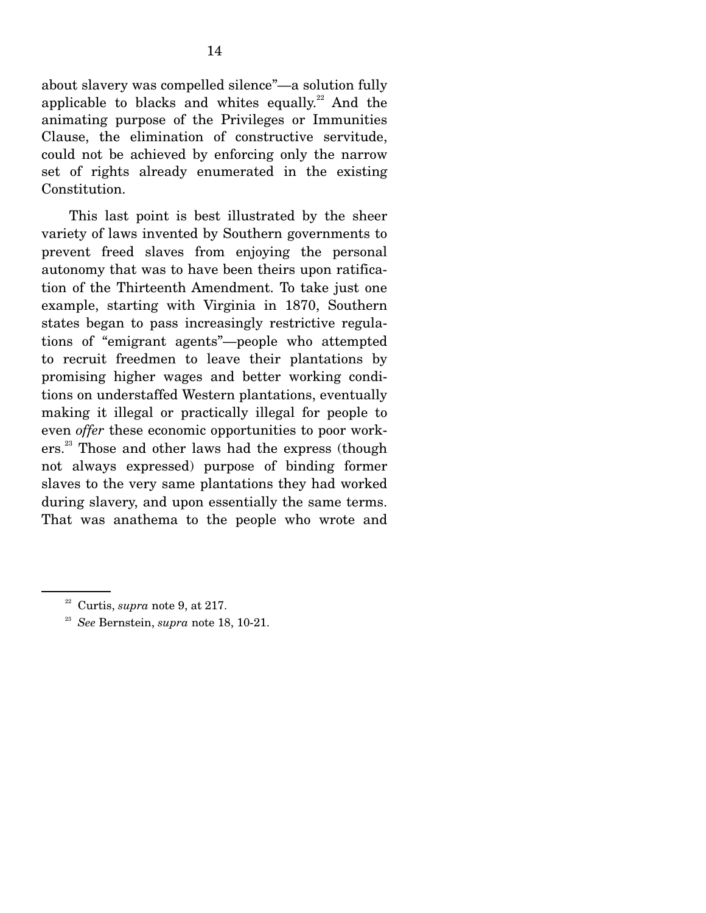about slavery was compelled silence"—a solution fully applicable to blacks and whites equally.[22] And the animating purpose of the Privileges or Immunities Clause, the elimination of constructive servitude, could not be achieved by enforcing only the narrow set of rights already enumerated in the existing Constitution.

This last point is best illustrated by the sheer variety of laws invented by Southern governments to prevent freed slaves from enjoying the personal autonomy that was to have been theirs upon ratification of the Thirteenth Amendment. To take just one example, starting with Virginia in 1870, Southern states began to pass increasingly restrictive regulations of "emigrant agents"—people who attempted to recruit freedmen to leave their plantations by promising higher wages and better working conditions on understaffed Western plantations, eventually making it illegal or practically illegal for people to even *offer* these economic opportunities to poor workers.[23] Those and other laws had the express (though not always expressed) purpose of binding former slaves to the very same plantations they had worked during slavery, and upon essentially the same terms. That was anathema to the people who wrote and

---

[22] Curtis, *supra* note 9, at 217.

[23] *See* Bernstein, *supra* note 18, 10-21.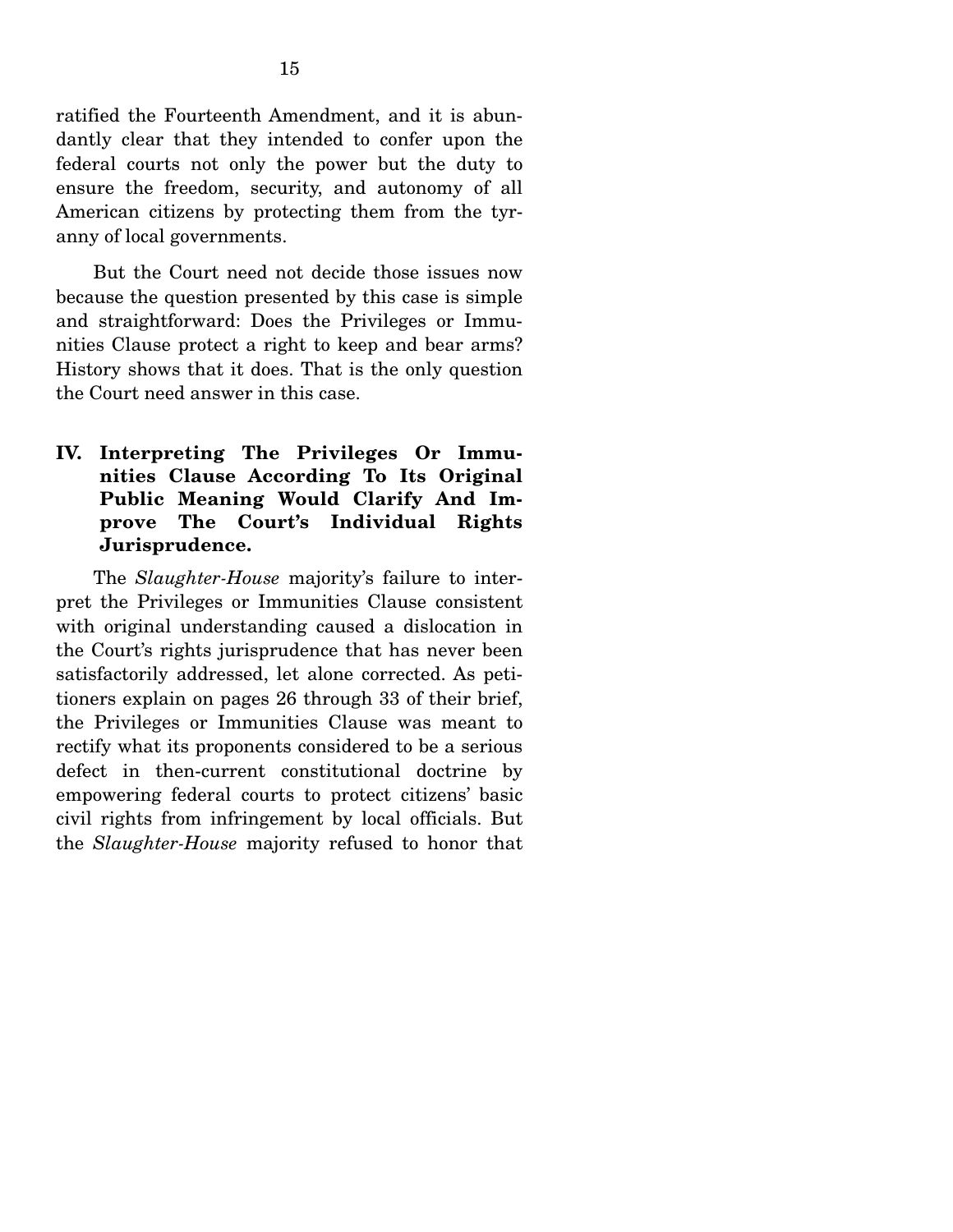ratified the Fourteenth Amendment, and it is abundantly clear that they intended to confer upon the federal courts not only the power but the duty to ensure the freedom, security, and autonomy of all American citizens by protecting them from the tyranny of local governments.

But the Court need not decide those issues now because the question presented by this case is simple and straightforward: Does the Privileges or Immunities Clause protect a right to keep and bear arms? History shows that it does. That is the only question the Court need answer in this case.

## IV. Interpreting The Privileges Or Immunities Clause According To Its Original Public Meaning Would Clarify And Improve The Court's Individual Rights Jurisprudence.

The *Slaughter-House* majority's failure to interpret the Privileges or Immunities Clause consistent with original understanding caused a dislocation in the Court's rights jurisprudence that has never been satisfactorily addressed, let alone corrected. As petitioners explain on pages 26 through 33 of their brief, the Privileges or Immunities Clause was meant to rectify what its proponents considered to be a serious defect in then-current constitutional doctrine by empowering federal courts to protect citizens' basic civil rights from infringement by local officials. But the *Slaughter-House* majority refused to honor that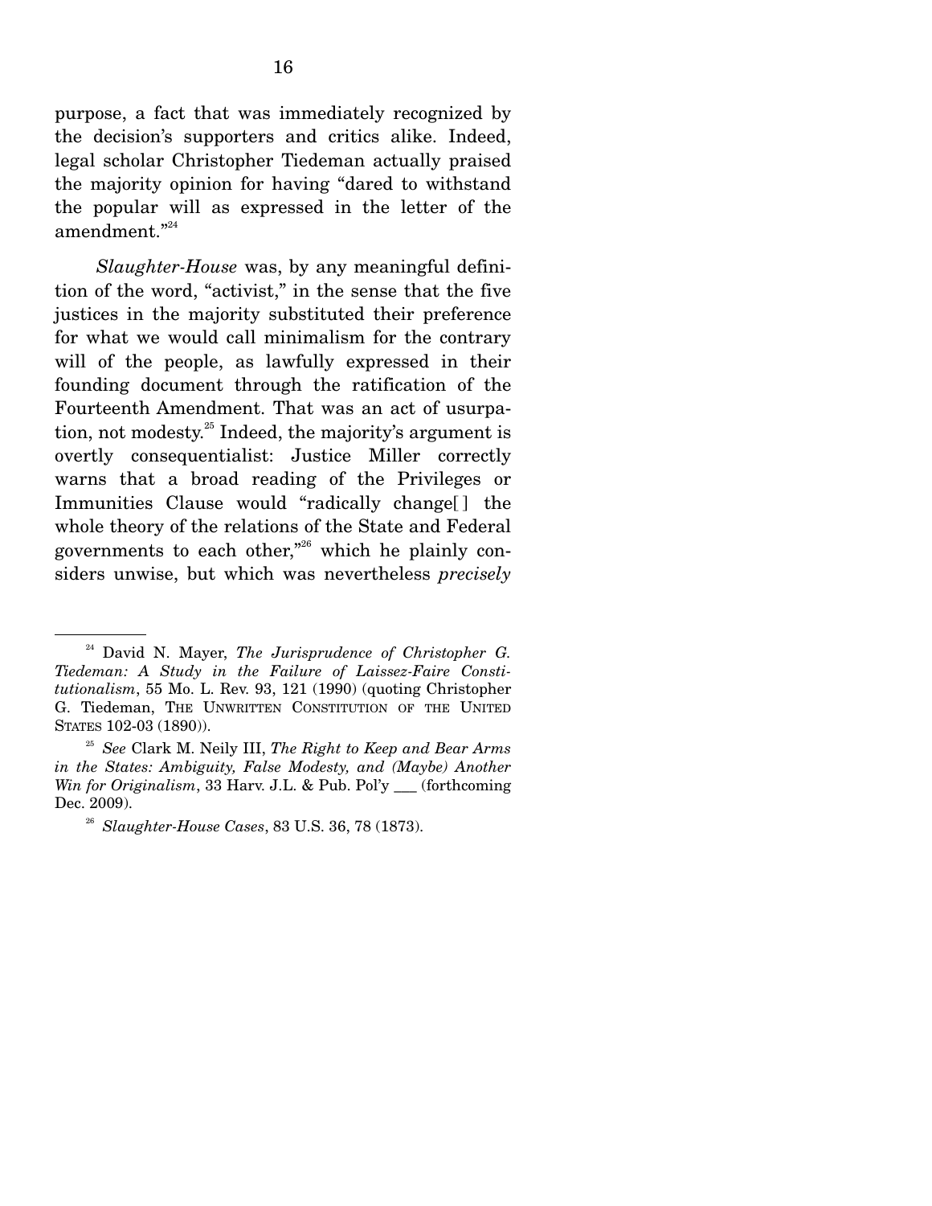purpose, a fact that was immediately recognized by the decision's supporters and critics alike. Indeed, legal scholar Christopher Tiedeman actually praised the majority opinion for having "dared to withstand the popular will as expressed in the letter of the amendment."[24]

*Slaughter-House* was, by any meaningful definition of the word, "activist," in the sense that the five justices in the majority substituted their preference for what we would call minimalism for the contrary will of the people, as lawfully expressed in their founding document through the ratification of the Fourteenth Amendment. That was an act of usurpation, not modesty.[25] Indeed, the majority's argument is overtly consequentialist: Justice Miller correctly warns that a broad reading of the Privileges or Immunities Clause would "radically change[ ] the whole theory of the relations of the State and Federal governments to each other,"[26] which he plainly considers unwise, but which was nevertheless *precisely*

---

[24] David N. Mayer, *The Jurisprudence of Christopher G. Tiedeman: A Study in the Failure of Laissez-Faire Constitutionalism*, 55 Mo. L. Rev. 93, 121 (1990) (quoting Christopher G. Tiedeman, THE UNWRITTEN CONSTITUTION OF THE UNITED STATES 102-03 (1890)).

[25] *See* Clark M. Neily III, *The Right to Keep and Bear Arms in the States: Ambiguity, False Modesty, and (Maybe) Another Win for Originalism*, 33 Harv. J.L. & Pub. Pol'y ___ (forthcoming Dec. 2009).

[26] *Slaughter-House Cases*, 83 U.S. 36, 78 (1873).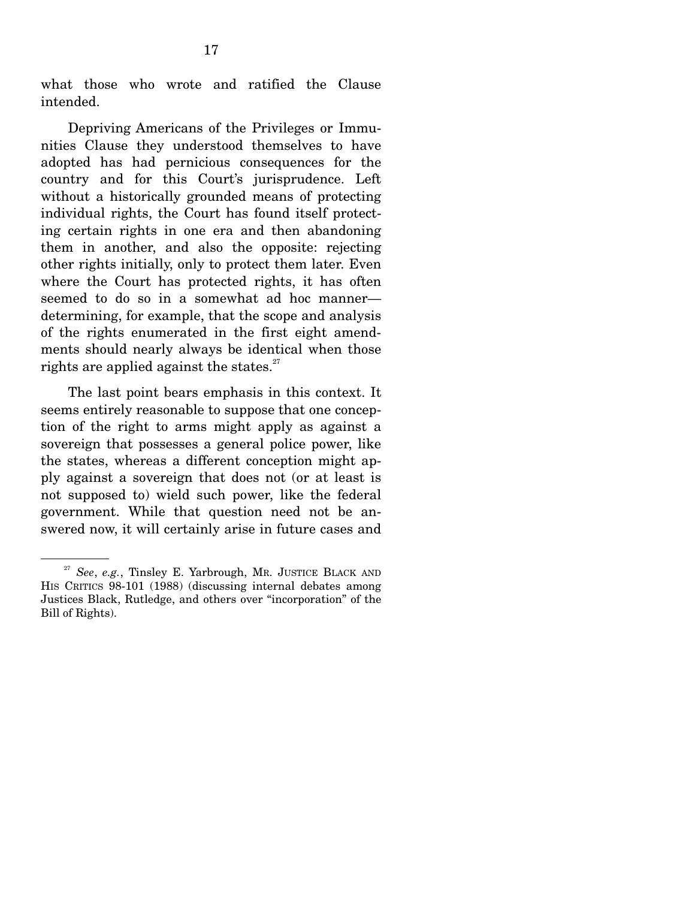what those who wrote and ratified the Clause intended.

Depriving Americans of the Privileges or Immunities Clause they understood themselves to have adopted has had pernicious consequences for the country and for this Court's jurisprudence. Left without a historically grounded means of protecting individual rights, the Court has found itself protecting certain rights in one era and then abandoning them in another, and also the opposite: rejecting other rights initially, only to protect them later. Even where the Court has protected rights, it has often seemed to do so in a somewhat ad hoc manner—determining, for example, that the scope and analysis of the rights enumerated in the first eight amendments should nearly always be identical when those rights are applied against the states.[27]

The last point bears emphasis in this context. It seems entirely reasonable to suppose that one conception of the right to arms might apply as against a sovereign that possesses a general police power, like the states, whereas a different conception might apply against a sovereign that does not (or at least is not supposed to) wield such power, like the federal government. While that question need not be answered now, it will certainly arise in future cases and

---

[27] *See*, *e.g.*, Tinsley E. Yarbrough, MR. JUSTICE BLACK AND HIS CRITICS 98-101 (1988) (discussing internal debates among Justices Black, Rutledge, and others over "incorporation" of the Bill of Rights).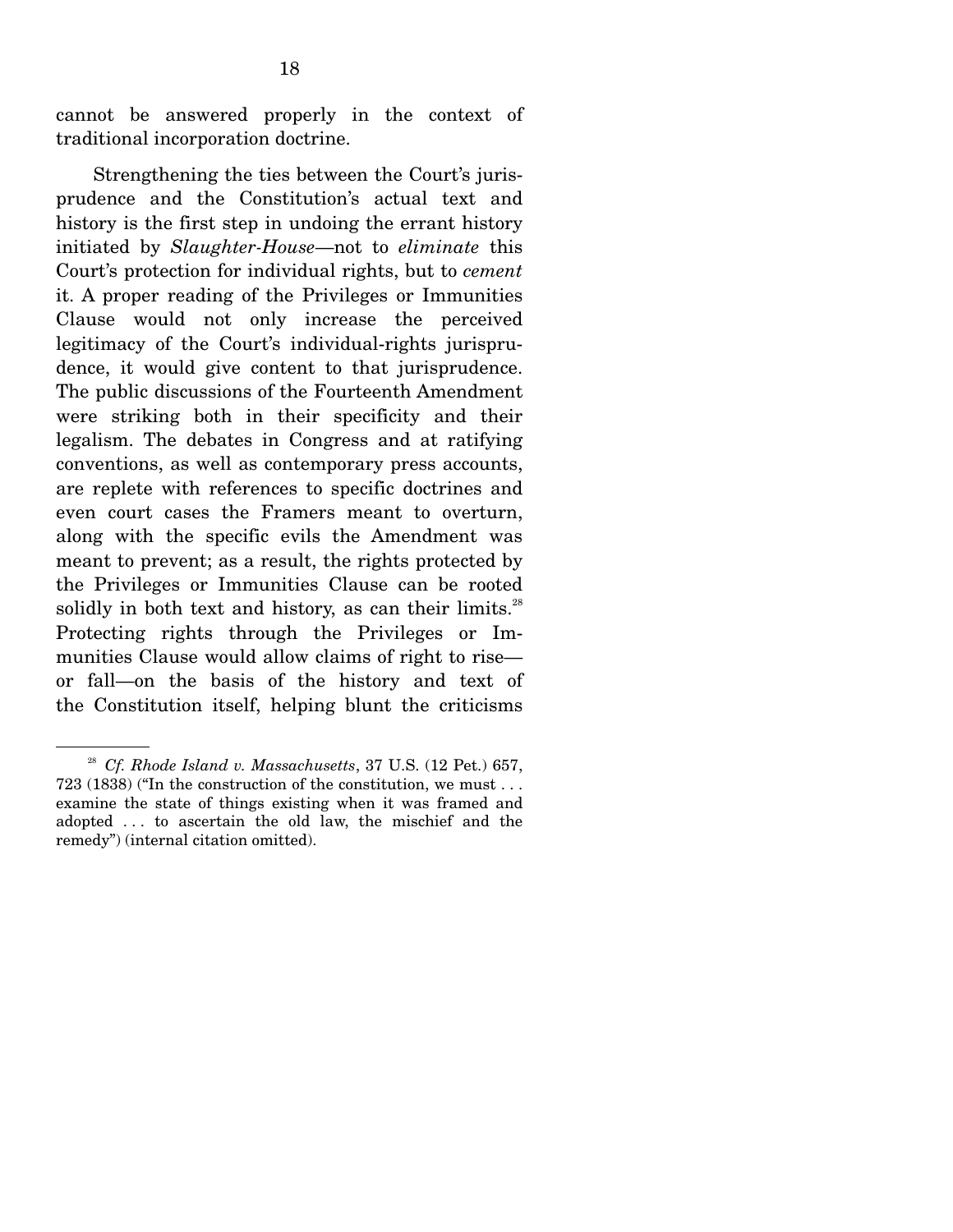cannot be answered properly in the context of traditional incorporation doctrine.

Strengthening the ties between the Court's jurisprudence and the Constitution's actual text and history is the first step in undoing the errant history initiated by *Slaughter-House*—not to *eliminate* this Court's protection for individual rights, but to *cement* it. A proper reading of the Privileges or Immunities Clause would not only increase the perceived legitimacy of the Court's individual-rights jurisprudence, it would give content to that jurisprudence. The public discussions of the Fourteenth Amendment were striking both in their specificity and their legalism. The debates in Congress and at ratifying conventions, as well as contemporary press accounts, are replete with references to specific doctrines and even court cases the Framers meant to overturn, along with the specific evils the Amendment was meant to prevent; as a result, the rights protected by the Privileges or Immunities Clause can be rooted solidly in both text and history, as can their limits.[28] Protecting rights through the Privileges or Immunities Clause would allow claims of right to rise—or fall—on the basis of the history and text of the Constitution itself, helping blunt the criticisms

---

[28] *Cf. Rhode Island v. Massachusetts*, 37 U.S. (12 Pet.) 657, 723 (1838) ("In the construction of the constitution, we must . . . examine the state of things existing when it was framed and adopted . . . to ascertain the old law, the mischief and the remedy") (internal citation omitted).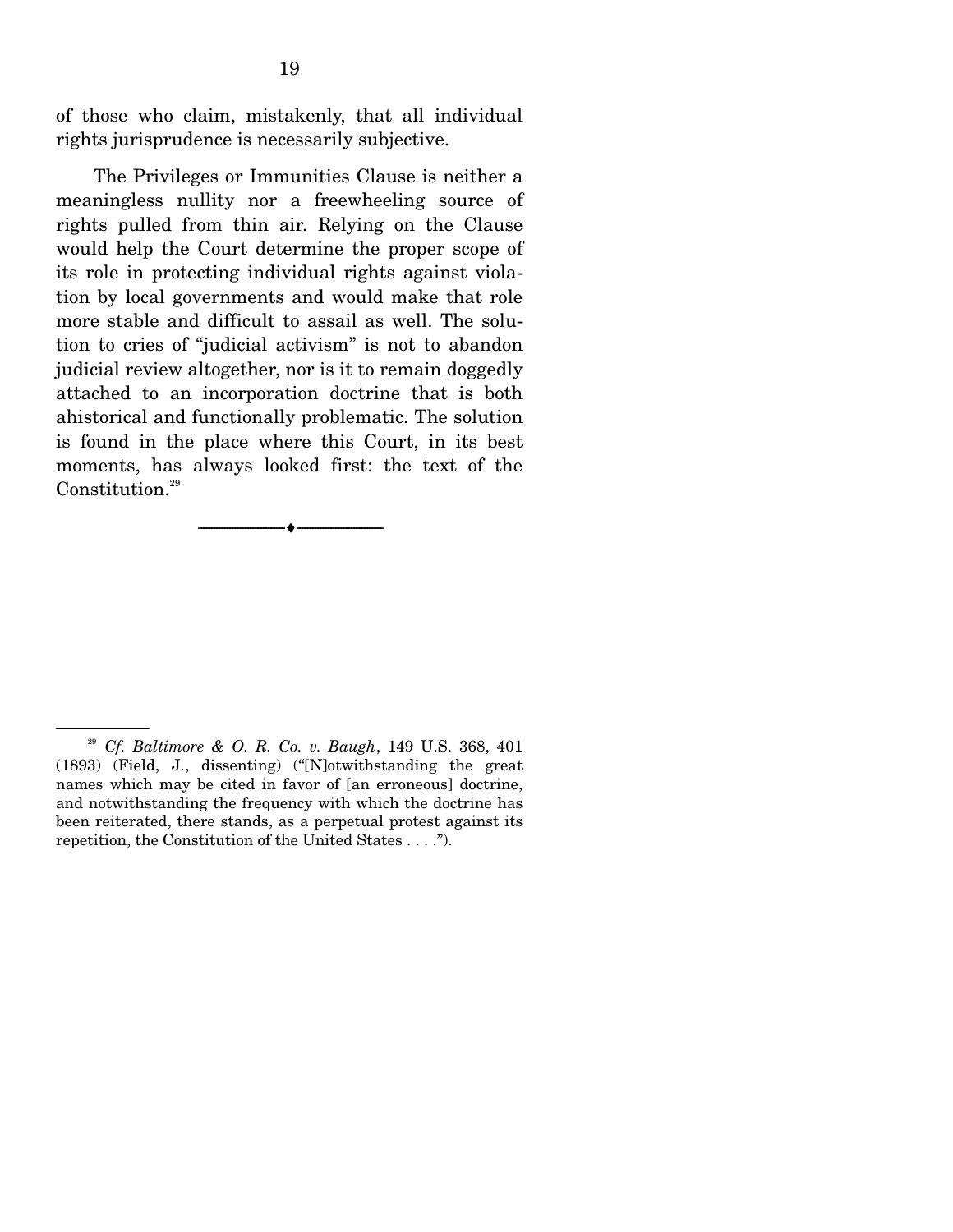of those who claim, mistakenly, that all individual rights jurisprudence is necessarily subjective.

The Privileges or Immunities Clause is neither a meaningless nullity nor a freewheeling source of rights pulled from thin air. Relying on the Clause would help the Court determine the proper scope of its role in protecting individual rights against violation by local governments and would make that role more stable and difficult to assail as well. The solution to cries of "judicial activism" is not to abandon judicial review altogether, nor is it to remain doggedly attached to an incorporation doctrine that is both ahistorical and functionally problematic. The solution is found in the place where this Court, in its best moments, has always looked first: the text of the Constitution.[29]

---

[29] *Cf. Baltimore & O. R. Co. v. Baugh*, 149 U.S. 368, 401 (1893) (Field, J., dissenting) ("[N]otwithstanding the great names which may be cited in favor of [an erroneous] doctrine, and notwithstanding the frequency with which the doctrine has been reiterated, there stands, as a perpetual protest against its repetition, the Constitution of the United States . . . .").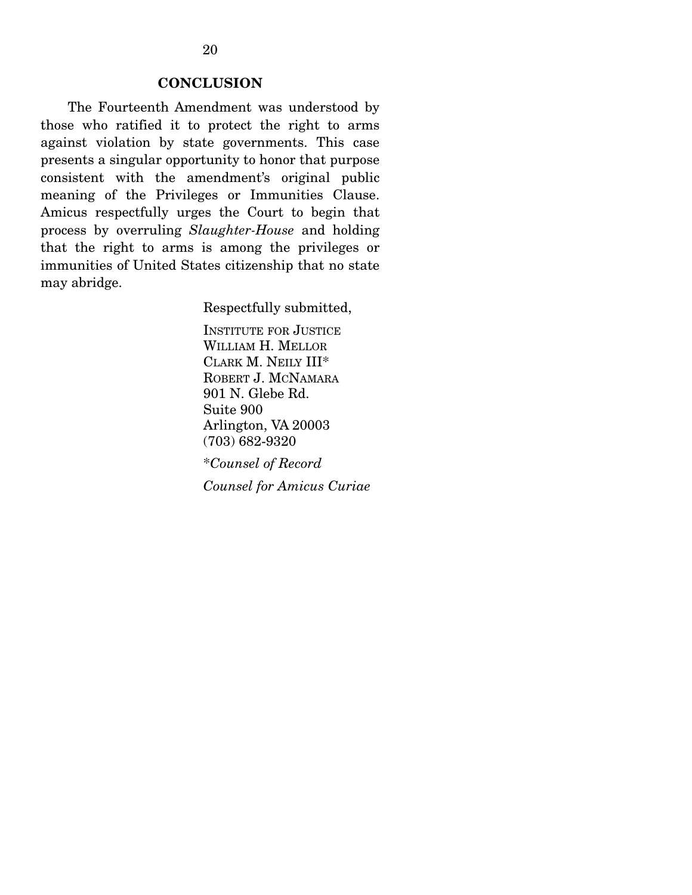## CONCLUSION

The Fourteenth Amendment was understood by those who ratified it to protect the right to arms against violation by state governments. This case presents a singular opportunity to honor that purpose consistent with the amendment's original public meaning of the Privileges or Immunities Clause. Amicus respectfully urges the Court to begin that process by overruling *Slaughter-House* and holding that the right to arms is among the privileges or immunities of United States citizenship that no state may abridge.

Respectfully submitted,

INSTITUTE FOR JUSTICE
WILLIAM H. MELLOR
CLARK M. NEILY III*
ROBERT J. MCNAMARA
901 N. Glebe Rd.
Suite 900
Arlington, VA 20003
(703) 682-9320

**Counsel of Record*

*Counsel for Amicus Curiae*